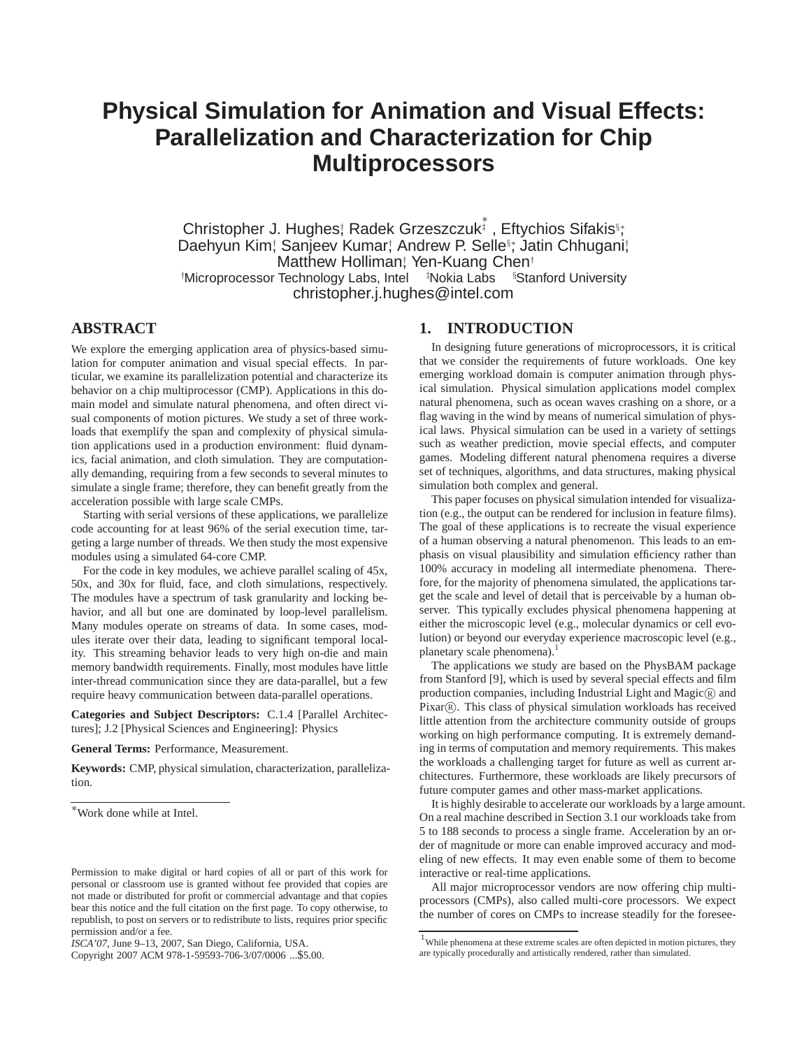# Physical Simulation for Animation and Visual Effects: Parallelization and Characterization for Chip Multiprocessors

Christopher J. Hughes[†], Radek Grzeszczuk[‡*], Eftychios Sifakis[§*], Daehyun Kim[†], Sanjeev Kumar[†], Andrew P. Selle[§*], Jatin Chhugani[†], Matthew Holliman[†], Yen-Kuang Chen[†]

[†]Microprocessor Technology Labs, Intel [‡]Nokia Labs [§]Stanford University

christopher.j.hughes@intel.com

## ABSTRACT

We explore the emerging application area of physics-based simulation for computer animation and visual special effects. In particular, we examine its parallelization potential and characterize its behavior on a chip multiprocessor (CMP). Applications in this domain model and simulate natural phenomena, and often direct visual components of motion pictures. We study a set of three workloads that exemplify the span and complexity of physical simulation applications used in a production environment: fluid dynamics, facial animation, and cloth simulation. They are computationally demanding, requiring from a few seconds to several minutes to simulate a single frame; therefore, they can benefit greatly from the acceleration possible with large scale CMPs.

Starting with serial versions of these applications, we parallelize code accounting for at least 96% of the serial execution time, targeting a large number of threads. We then study the most expensive modules using a simulated 64-core CMP.

For the code in key modules, we achieve parallel scaling of 45x, 50x, and 30x for fluid, face, and cloth simulations, respectively. The modules have a spectrum of task granularity and locking behavior, and all but one are dominated by loop-level parallelism. Many modules operate on streams of data. In some cases, modules iterate over their data, leading to significant temporal locality. This streaming behavior leads to very high on-die and main memory bandwidth requirements. Finally, most modules have little inter-thread communication since they are data-parallel, but a few require heavy communication between data-parallel operations.

**Categories and Subject Descriptors:** C.1.4 [Parallel Architectures]; J.2 [Physical Sciences and Engineering]: Physics

**General Terms:** Performance, Measurement.

**Keywords:** CMP, physical simulation, characterization, parallelization.

[*]Work done while at Intel.

Permission to make digital or hard copies of all or part of this work for personal or classroom use is granted without fee provided that copies are not made or distributed for profit or commercial advantage and that copies bear this notice and the full citation on the first page. To copy otherwise, to republish, to post on servers or to redistribute to lists, requires prior specific permission and/or a fee.
*ISCA'07,* June 9–13, 2007, San Diego, California, USA.
Copyright 2007 ACM 978-1-59593-706-3/07/0006 ...$5.00.

## 1. INTRODUCTION

In designing future generations of microprocessors, it is critical that we consider the requirements of future workloads. One key emerging workload domain is computer animation through physical simulation. Physical simulation applications model complex natural phenomena, such as ocean waves crashing on a shore, or a flag waving in the wind by means of numerical simulation of physical laws. Physical simulation can be used in a variety of settings such as weather prediction, movie special effects, and computer games. Modeling different natural phenomena requires a diverse set of techniques, algorithms, and data structures, making physical simulation both complex and general.

This paper focuses on physical simulation intended for visualization (e.g., the output can be rendered for inclusion in feature films). The goal of these applications is to recreate the visual experience of a human observing a natural phenomenon. This leads to an emphasis on visual plausibility and simulation efficiency rather than 100% accuracy in modeling all intermediate phenomena. Therefore, for the majority of phenomena simulated, the applications target the scale and level of detail that is perceivable by a human observer. This typically excludes physical phenomena happening at either the microscopic level (e.g., molecular dynamics or cell evolution) or beyond our everyday experience macroscopic level (e.g., planetary scale phenomena).[1]

The applications we study are based on the PhysBAM package from Stanford [9], which is used by several special effects and film production companies, including Industrial Light and Magic® and Pixar®. This class of physical simulation workloads has received little attention from the architecture community outside of groups working on high performance computing. It is extremely demanding in terms of computation and memory requirements. This makes the workloads a challenging target for future as well as current architectures. Furthermore, these workloads are likely precursors of future computer games and other mass-market applications.

It is highly desirable to accelerate our workloads by a large amount. On a real machine described in Section 3.1 our workloads take from 5 to 188 seconds to process a single frame. Acceleration by an order of magnitude or more can enable improved accuracy and modeling of new effects. It may even enable some of them to become interactive or real-time applications.

All major microprocessor vendors are now offering chip multiprocessors (CMPs), also called multi-core processors. We expect the number of cores on CMPs to increase steadily for the foresee-

[1]While phenomena at these extreme scales are often depicted in motion pictures, they are typically procedurally and artistically rendered, rather than simulated.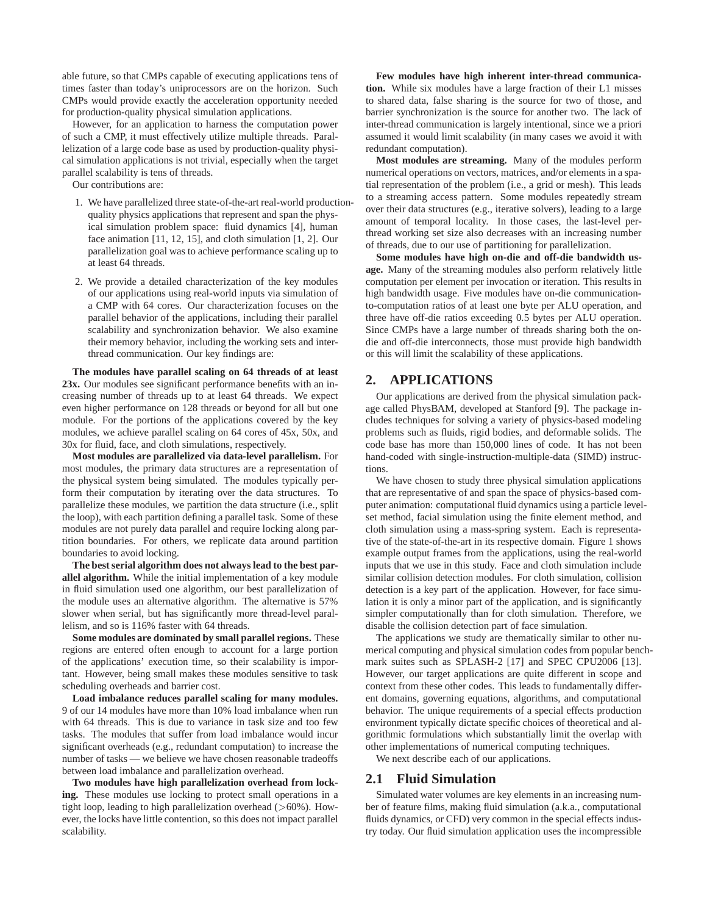able future, so that CMPs capable of executing applications tens of times faster than today's uniprocessors are on the horizon. Such CMPs would provide exactly the acceleration opportunity needed for production-quality physical simulation applications.

However, for an application to harness the computation power of such a CMP, it must effectively utilize multiple threads. Parallelization of a large code base as used by production-quality physical simulation applications is not trivial, especially when the target parallel scalability is tens of threads.

Our contributions are:

1. We have parallelized three state-of-the-art real-world production-quality physics applications that represent and span the physical simulation problem space: fluid dynamics [4], human face animation [11, 12, 15], and cloth simulation [1, 2]. Our parallelization goal was to achieve performance scaling up to at least 64 threads.

2. We provide a detailed characterization of the key modules of our applications using real-world inputs via simulation of a CMP with 64 cores. Our characterization focuses on the parallel behavior of the applications, including their parallel scalability and synchronization behavior. We also examine their memory behavior, including the working sets and inter-thread communication. Our key findings are:

**The modules have parallel scaling on 64 threads of at least 23x.** Our modules see significant performance benefits with an increasing number of threads up to at least 64 threads. We expect even higher performance on 128 threads or beyond for all but one module. For the portions of the applications covered by the key modules, we achieve parallel scaling on 64 cores of 45x, 50x, and 30x for fluid, face, and cloth simulations, respectively.

**Most modules are parallelized via data-level parallelism.** For most modules, the primary data structures are a representation of the physical system being simulated. The modules typically perform their computation by iterating over the data structures. To parallelize these modules, we partition the data structure (i.e., split the loop), with each partition defining a parallel task. Some of these modules are not purely data parallel and require locking along partition boundaries. For others, we replicate data around partition boundaries to avoid locking.

**The best serial algorithm does not always lead to the best parallel algorithm.** While the initial implementation of a key module in fluid simulation used one algorithm, our best parallelization of the module uses an alternative algorithm. The alternative is 57% slower when serial, but has significantly more thread-level parallelism, and so is 116% faster with 64 threads.

**Some modules are dominated by small parallel regions.** These regions are entered often enough to account for a large portion of the applications' execution time, so their scalability is important. However, being small makes these modules sensitive to task scheduling overheads and barrier cost.

**Load imbalance reduces parallel scaling for many modules.** 9 of our 14 modules have more than 10% load imbalance when run with 64 threads. This is due to variance in task size and too few tasks. The modules that suffer from load imbalance would incur significant overheads (e.g., redundant computation) to increase the number of tasks — we believe we have chosen reasonable tradeoffs between load imbalance and parallelization overhead.

**Two modules have high parallelization overhead from locking.** These modules use locking to protect small operations in a tight loop, leading to high parallelization overhead (>60%). However, the locks have little contention, so this does not impact parallel scalability.

**Few modules have high inherent inter-thread communication.** While six modules have a large fraction of their L1 misses to shared data, false sharing is the source for two of those, and barrier synchronization is the source for another two. The lack of inter-thread communication is largely intentional, since we a priori assumed it would limit scalability (in many cases we avoid it with redundant computation).

**Most modules are streaming.** Many of the modules perform numerical operations on vectors, matrices, and/or elements in a spatial representation of the problem (i.e., a grid or mesh). This leads to a streaming access pattern. Some modules repeatedly stream over their data structures (e.g., iterative solvers), leading to a large amount of temporal locality. In those cases, the last-level per-thread working set size also decreases with an increasing number of threads, due to our use of partitioning for parallelization.

**Some modules have high on-die and off-die bandwidth usage.** Many of the streaming modules also perform relatively little computation per element per invocation or iteration. This results in high bandwidth usage. Five modules have on-die communication-to-computation ratios of at least one byte per ALU operation, and three have off-die ratios exceeding 0.5 bytes per ALU operation. Since CMPs have a large number of threads sharing both the on-die and off-die interconnects, those must provide high bandwidth or this will limit the scalability of these applications.

## 2. APPLICATIONS

Our applications are derived from the physical simulation package called PhysBAM, developed at Stanford [9]. The package includes techniques for solving a variety of physics-based modeling problems such as fluids, rigid bodies, and deformable solids. The code base has more than 150,000 lines of code. It has not been hand-coded with single-instruction-multiple-data (SIMD) instructions.

We have chosen to study three physical simulation applications that are representative of and span the space of physics-based computer animation: computational fluid dynamics using a particle level-set method, facial simulation using the finite element method, and cloth simulation using a mass-spring system. Each is representative of the state-of-the-art in its respective domain. Figure 1 shows example output frames from the applications, using the real-world inputs that we use in this study. Face and cloth simulation include similar collision detection modules. For cloth simulation, collision detection is a key part of the application. However, for face simulation it is only a minor part of the application, and is significantly simpler computationally than for cloth simulation. Therefore, we disable the collision detection part of face simulation.

The applications we study are thematically similar to other numerical computing and physical simulation codes from popular benchmark suites such as SPLASH-2 [17] and SPEC CPU2006 [13]. However, our target applications are quite different in scope and context from these other codes. This leads to fundamentally different domains, governing equations, algorithms, and computational behavior. The unique requirements of a special effects production environment typically dictate specific choices of theoretical and algorithmic formulations which substantially limit the overlap with other implementations of numerical computing techniques.

We next describe each of our applications.

### 2.1 Fluid Simulation

Simulated water volumes are key elements in an increasing number of feature films, making fluid simulation (a.k.a., computational fluids dynamics, or CFD) very common in the special effects industry today. Our fluid simulation application uses the incompressible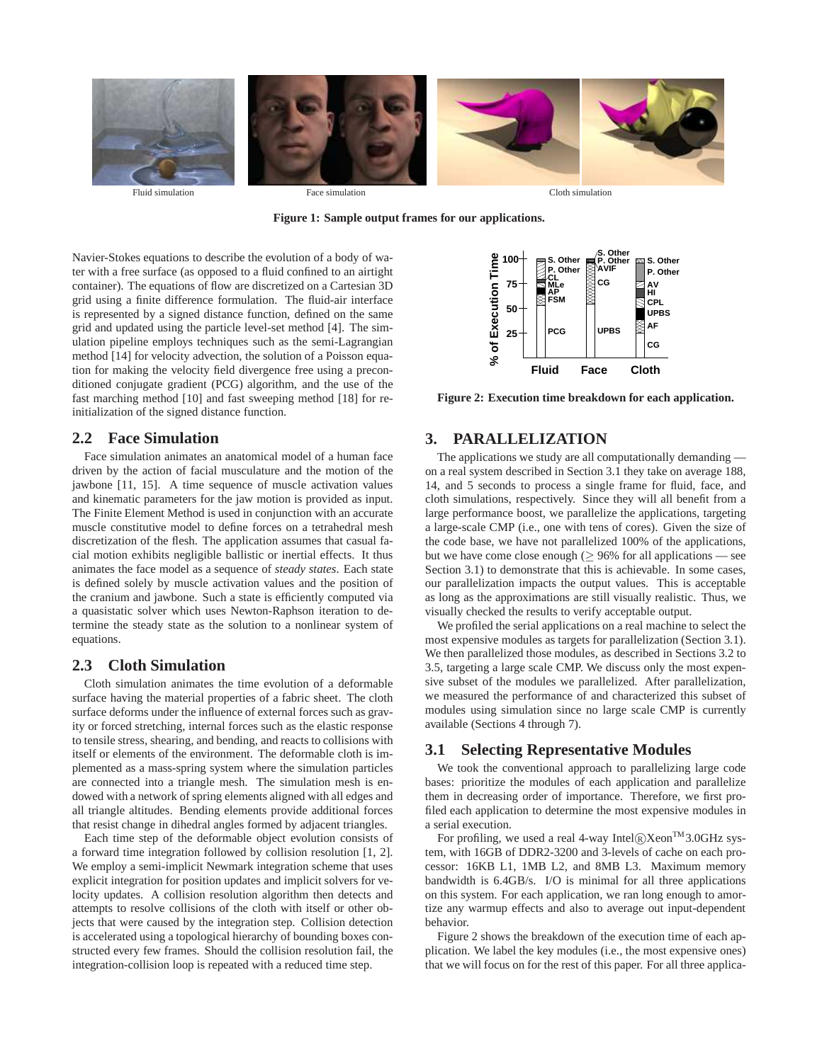Fluid simulation

Face simulation

Cloth simulation

**Figure 1: Sample output frames for our applications.**

Navier-Stokes equations to describe the evolution of a body of water with a free surface (as opposed to a fluid confined to an airtight container). The equations of flow are discretized on a Cartesian 3D grid using a finite difference formulation. The fluid-air interface is represented by a signed distance function, defined on the same grid and updated using the particle level-set method [4]. The simulation pipeline employs techniques such as the semi-Lagrangian method [14] for velocity advection, the solution of a Poisson equation for making the velocity field divergence free using a preconditioned conjugate gradient (PCG) algorithm, and the use of the fast marching method [10] and fast sweeping method [18] for re-initialization of the signed distance function.

## 2.2 Face Simulation

Face simulation animates an anatomical model of a human face driven by the action of facial musculature and the motion of the jawbone [11, 15]. A time sequence of muscle activation values and kinematic parameters for the jaw motion is provided as input. The Finite Element Method is used in conjunction with an accurate muscle constitutive model to define forces on a tetrahedral mesh discretization of the flesh. The application assumes that casual facial motion exhibits negligible ballistic or inertial effects. It thus animates the face model as a sequence of *steady states*. Each state is defined solely by muscle activation values and the position of the cranium and jawbone. Such a state is efficiently computed via a quasistatic solver which uses Newton-Raphson iteration to determine the steady state as the solution to a nonlinear system of equations.

## 2.3 Cloth Simulation

Cloth simulation animates the time evolution of a deformable surface having the material properties of a fabric sheet. The cloth surface deforms under the influence of external forces such as gravity or forced stretching, internal forces such as the elastic response to tensile stress, shearing, and bending, and reacts to collisions with itself or elements of the environment. The deformable cloth is implemented as a mass-spring system where the simulation particles are connected into a triangle mesh. The simulation mesh is endowed with a network of spring elements aligned with all edges and all triangle altitudes. Bending elements provide additional forces that resist change in dihedral angles formed by adjacent triangles.

Each time step of the deformable object evolution consists of a forward time integration followed by collision resolution [1, 2]. We employ a semi-implicit Newmark integration scheme that uses explicit integration for position updates and implicit solvers for velocity updates. A collision resolution algorithm then detects and attempts to resolve collisions of the cloth with itself or other objects that were caused by the integration step. Collision detection is accelerated using a topological hierarchy of bounding boxes constructed every few frames. Should the collision resolution fail, the integration-collision loop is repeated with a reduced time step.

% of Execution Time
100
75
50
25
Fluid: S. Other, P. Other, CL, MLe, AP, FSM, PCG
Face: S. Other, P. Other, AVIF, CG, UPBS
Cloth: S. Other, P. Other, AV, HI, CPL, UPBS, AF, CG
Fluid Face Cloth

**Figure 2: Execution time breakdown for each application.**

# 3. PARALLELIZATION

The applications we study are all computationally demanding — on a real system described in Section 3.1 they take on average 188, 14, and 5 seconds to process a single frame for fluid, face, and cloth simulations, respectively. Since they will all benefit from a large performance boost, we parallelize the applications, targeting a large-scale CMP (i.e., one with tens of cores). Given the size of the code base, we have not parallelized 100% of the applications, but we have come close enough ($\geq$ 96% for all applications — see Section 3.1) to demonstrate that this is achievable. In some cases, our parallelization impacts the output values. This is acceptable as long as the approximations are still visually realistic. Thus, we visually checked the results to verify acceptable output.

We profiled the serial applications on a real machine to select the most expensive modules as targets for parallelization (Section 3.1). We then parallelized those modules, as described in Sections 3.2 to 3.5, targeting a large scale CMP. We discuss only the most expensive subset of the modules we parallelized. After parallelization, we measured the performance of and characterized this subset of modules using simulation since no large scale CMP is currently available (Sections 4 through 7).

## 3.1 Selecting Representative Modules

We took the conventional approach to parallelizing large code bases: prioritize the modules of each application and parallelize them in decreasing order of importance. Therefore, we first profiled each application to determine the most expensive modules in a serial execution.

For profiling, we used a real 4-way Intel® Xeon™ 3.0GHz system, with 16GB of DDR2-3200 and 3-levels of cache on each processor: 16KB L1, 1MB L2, and 8MB L3. Maximum memory bandwidth is 6.4GB/s. I/O is minimal for all three applications on this system. For each application, we ran long enough to amortize any warmup effects and also to average out input-dependent behavior.

Figure 2 shows the breakdown of the execution time of each application. We label the key modules (i.e., the most expensive ones) that we will focus on for the rest of this paper. For all three applica-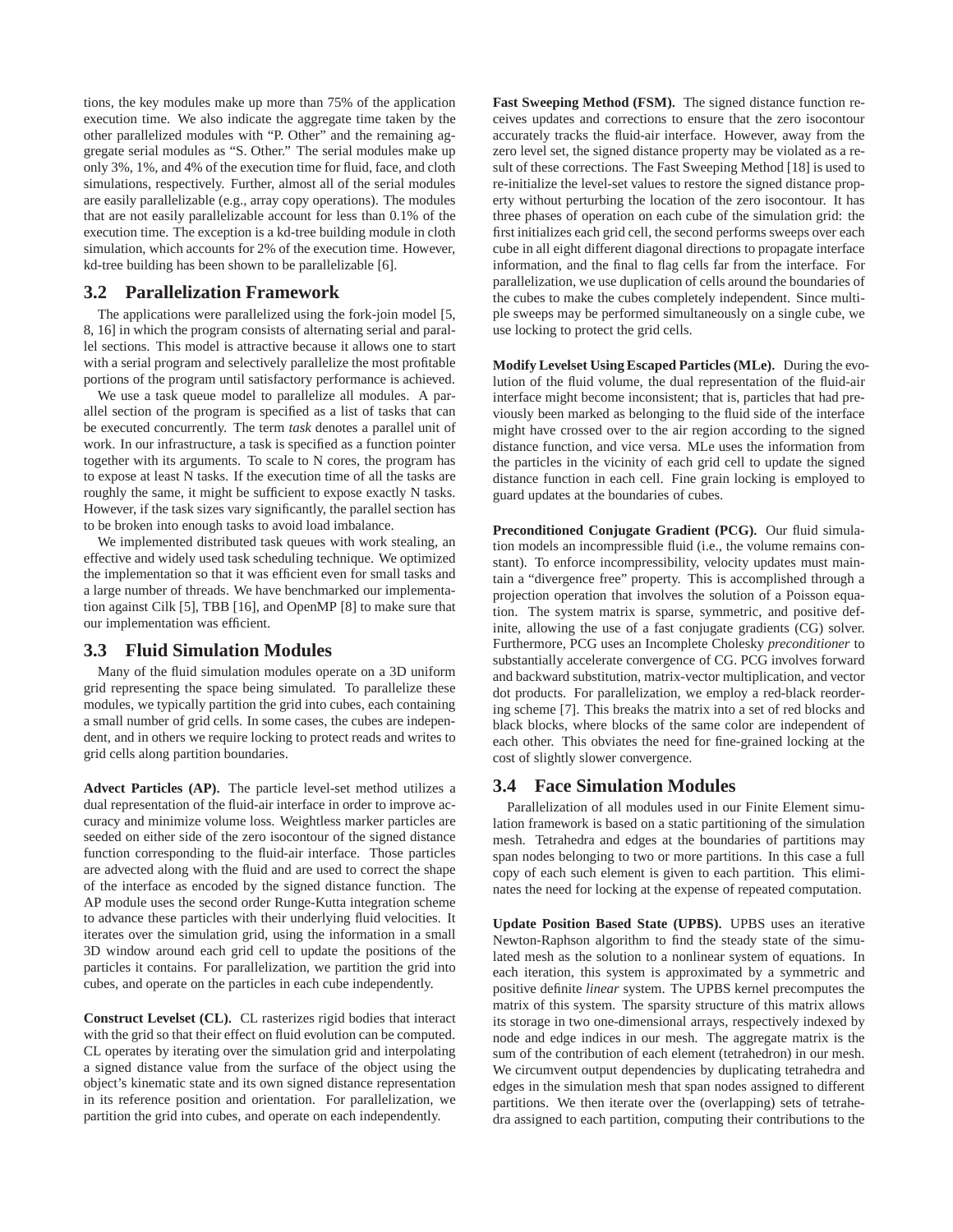tions, the key modules make up more than 75% of the application execution time. We also indicate the aggregate time taken by the other parallelized modules with "P. Other" and the remaining aggregate serial modules as "S. Other." The serial modules make up only 3%, 1%, and 4% of the execution time for fluid, face, and cloth simulations, respectively. Further, almost all of the serial modules are easily parallelizable (e.g., array copy operations). The modules that are not easily parallelizable account for less than 0.1% of the execution time. The exception is a kd-tree building module in cloth simulation, which accounts for 2% of the execution time. However, kd-tree building has been shown to be parallelizable [6].

## 3.2 Parallelization Framework

The applications were parallelized using the fork-join model [5, 8, 16] in which the program consists of alternating serial and parallel sections. This model is attractive because it allows one to start with a serial program and selectively parallelize the most profitable portions of the program until satisfactory performance is achieved.

We use a task queue model to parallelize all modules. A parallel section of the program is specified as a list of tasks that can be executed concurrently. The term *task* denotes a parallel unit of work. In our infrastructure, a task is specified as a function pointer together with its arguments. To scale to N cores, the program has to expose at least N tasks. If the execution time of all the tasks are roughly the same, it might be sufficient to expose exactly N tasks. However, if the task sizes vary significantly, the parallel section has to be broken into enough tasks to avoid load imbalance.

We implemented distributed task queues with work stealing, an effective and widely used task scheduling technique. We optimized the implementation so that it was efficient even for small tasks and a large number of threads. We have benchmarked our implementation against Cilk [5], TBB [16], and OpenMP [8] to make sure that our implementation was efficient.

## 3.3 Fluid Simulation Modules

Many of the fluid simulation modules operate on a 3D uniform grid representing the space being simulated. To parallelize these modules, we typically partition the grid into cubes, each containing a small number of grid cells. In some cases, the cubes are independent, and in others we require locking to protect reads and writes to grid cells along partition boundaries.

**Advect Particles (AP).** The particle level-set method utilizes a dual representation of the fluid-air interface in order to improve accuracy and minimize volume loss. Weightless marker particles are seeded on either side of the zero isocontour of the signed distance function corresponding to the fluid-air interface. Those particles are advected along with the fluid and are used to correct the shape of the interface as encoded by the signed distance function. The AP module uses the second order Runge-Kutta integration scheme to advance these particles with their underlying fluid velocities. It iterates over the simulation grid, using the information in a small 3D window around each grid cell to update the positions of the particles it contains. For parallelization, we partition the grid into cubes, and operate on the particles in each cube independently.

**Construct Levelset (CL).** CL rasterizes rigid bodies that interact with the grid so that their effect on fluid evolution can be computed. CL operates by iterating over the simulation grid and interpolating a signed distance value from the surface of the object using the object's kinematic state and its own signed distance representation in its reference position and orientation. For parallelization, we partition the grid into cubes, and operate on each independently.

**Fast Sweeping Method (FSM).** The signed distance function receives updates and corrections to ensure that the zero isocontour accurately tracks the fluid-air interface. However, away from the zero level set, the signed distance property may be violated as a result of these corrections. The Fast Sweeping Method [18] is used to re-initialize the level-set values to restore the signed distance property without perturbing the location of the zero isocontour. It has three phases of operation on each cube of the simulation grid: the first initializes each grid cell, the second performs sweeps over each cube in all eight different diagonal directions to propagate interface information, and the final to flag cells far from the interface. For parallelization, we use duplication of cells around the boundaries of the cubes to make the cubes completely independent. Since multiple sweeps may be performed simultaneously on a single cube, we use locking to protect the grid cells.

**Modify Levelset Using Escaped Particles (MLe).** During the evolution of the fluid volume, the dual representation of the fluid-air interface might become inconsistent; that is, particles that had previously been marked as belonging to the fluid side of the interface might have crossed over to the air region according to the signed distance function, and vice versa. MLe uses the information from the particles in the vicinity of each grid cell to update the signed distance function in each cell. Fine grain locking is employed to guard updates at the boundaries of cubes.

**Preconditioned Conjugate Gradient (PCG).** Our fluid simulation models an incompressible fluid (i.e., the volume remains constant). To enforce incompressibility, velocity updates must maintain a "divergence free" property. This is accomplished through a projection operation that involves the solution of a Poisson equation. The system matrix is sparse, symmetric, and positive definite, allowing the use of a fast conjugate gradients (CG) solver. Furthermore, PCG uses an Incomplete Cholesky *preconditioner* to substantially accelerate convergence of CG. PCG involves forward and backward substitution, matrix-vector multiplication, and vector dot products. For parallelization, we employ a red-black reordering scheme [7]. This breaks the matrix into a set of red blocks and black blocks, where blocks of the same color are independent of each other. This obviates the need for fine-grained locking at the cost of slightly slower convergence.

## 3.4 Face Simulation Modules

Parallelization of all modules used in our Finite Element simulation framework is based on a static partitioning of the simulation mesh. Tetrahedra and edges at the boundaries of partitions may span nodes belonging to two or more partitions. In this case a full copy of each such element is given to each partition. This eliminates the need for locking at the expense of repeated computation.

**Update Position Based State (UPBS).** UPBS uses an iterative Newton-Raphson algorithm to find the steady state of the simulated mesh as the solution to a nonlinear system of equations. In each iteration, this system is approximated by a symmetric and positive definite *linear* system. The UPBS kernel precomputes the matrix of this system. The sparsity structure of this matrix allows its storage in two one-dimensional arrays, respectively indexed by node and edge indices in our mesh. The aggregate matrix is the sum of the contribution of each element (tetrahedron) in our mesh. We circumvent output dependencies by duplicating tetrahedra and edges in the simulation mesh that span nodes assigned to different partitions. We then iterate over the (overlapping) sets of tetrahedra assigned to each partition, computing their contributions to the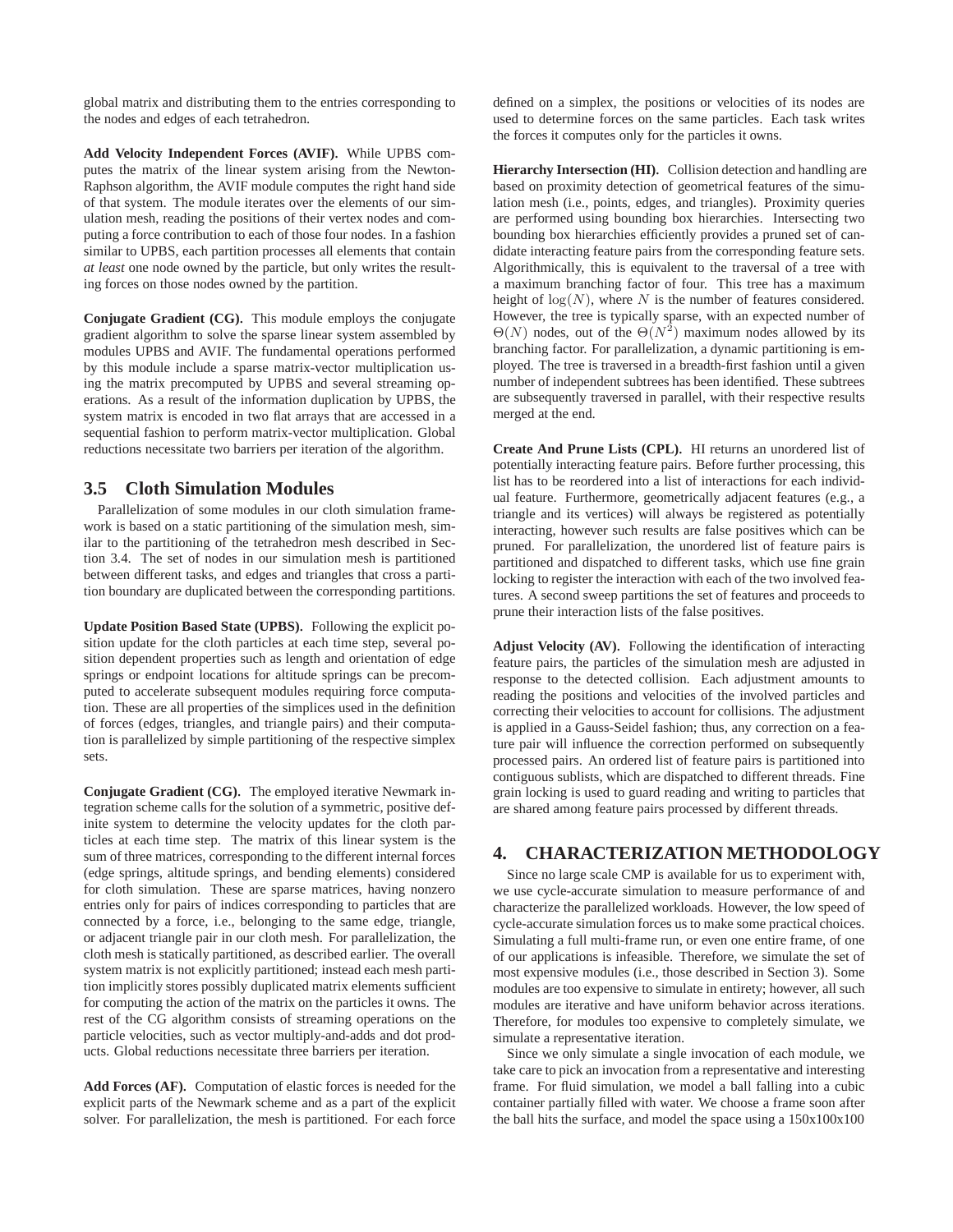global matrix and distributing them to the entries corresponding to the nodes and edges of each tetrahedron.

**Add Velocity Independent Forces (AVIF).** While UPBS computes the matrix of the linear system arising from the Newton-Raphson algorithm, the AVIF module computes the right hand side of that system. The module iterates over the elements of our simulation mesh, reading the positions of their vertex nodes and computing a force contribution to each of those four nodes. In a fashion similar to UPBS, each partition processes all elements that contain *at least* one node owned by the particle, but only writes the resulting forces on those nodes owned by the partition.

**Conjugate Gradient (CG).** This module employs the conjugate gradient algorithm to solve the sparse linear system assembled by modules UPBS and AVIF. The fundamental operations performed by this module include a sparse matrix-vector multiplication using the matrix precomputed by UPBS and several streaming operations. As a result of the information duplication by UPBS, the system matrix is encoded in two flat arrays that are accessed in a sequential fashion to perform matrix-vector multiplication. Global reductions necessitate two barriers per iteration of the algorithm.

## 3.5 Cloth Simulation Modules

Parallelization of some modules in our cloth simulation framework is based on a static partitioning of the simulation mesh, similar to the partitioning of the tetrahedron mesh described in Section 3.4. The set of nodes in our simulation mesh is partitioned between different tasks, and edges and triangles that cross a partition boundary are duplicated between the corresponding partitions.

**Update Position Based State (UPBS).** Following the explicit position update for the cloth particles at each time step, several position dependent properties such as length and orientation of edge springs or endpoint locations for altitude springs can be precomputed to accelerate subsequent modules requiring force computation. These are all properties of the simplices used in the definition of forces (edges, triangles, and triangle pairs) and their computation is parallelized by simple partitioning of the respective simplex sets.

**Conjugate Gradient (CG).** The employed iterative Newmark integration scheme calls for the solution of a symmetric, positive definite system to determine the velocity updates for the cloth particles at each time step. The matrix of this linear system is the sum of three matrices, corresponding to the different internal forces (edge springs, altitude springs, and bending elements) considered for cloth simulation. These are sparse matrices, having nonzero entries only for pairs of indices corresponding to particles that are connected by a force, i.e., belonging to the same edge, triangle, or adjacent triangle pair in our cloth mesh. For parallelization, the cloth mesh is statically partitioned, as described earlier. The overall system matrix is not explicitly partitioned; instead each mesh partition implicitly stores possibly duplicated matrix elements sufficient for computing the action of the matrix on the particles it owns. The rest of the CG algorithm consists of streaming operations on the particle velocities, such as vector multiply-and-adds and dot products. Global reductions necessitate three barriers per iteration.

**Add Forces (AF).** Computation of elastic forces is needed for the explicit parts of the Newmark scheme and as a part of the explicit solver. For parallelization, the mesh is partitioned. For each force defined on a simplex, the positions or velocities of its nodes are used to determine forces on the same particles. Each task writes the forces it computes only for the particles it owns.

**Hierarchy Intersection (HI).** Collision detection and handling are based on proximity detection of geometrical features of the simulation mesh (i.e., points, edges, and triangles). Proximity queries are performed using bounding box hierarchies. Intersecting two bounding box hierarchies efficiently provides a pruned set of candidate interacting feature pairs from the corresponding feature sets. Algorithmically, this is equivalent to the traversal of a tree with a maximum branching factor of four. This tree has a maximum height of $\log(N)$, where $N$ is the number of features considered. However, the tree is typically sparse, with an expected number of $\Theta(N)$ nodes, out of the $\Theta(N^2)$ maximum nodes allowed by its branching factor. For parallelization, a dynamic partitioning is employed. The tree is traversed in a breadth-first fashion until a given number of independent subtrees has been identified. These subtrees are subsequently traversed in parallel, with their respective results merged at the end.

**Create And Prune Lists (CPL).** HI returns an unordered list of potentially interacting feature pairs. Before further processing, this list has to be reordered into a list of interactions for each individual feature. Furthermore, geometrically adjacent features (e.g., a triangle and its vertices) will always be registered as potentially interacting, however such results are false positives which can be pruned. For parallelization, the unordered list of feature pairs is partitioned and dispatched to different tasks, which use fine grain locking to register the interaction with each of the two involved features. A second sweep partitions the set of features and proceeds to prune their interaction lists of the false positives.

**Adjust Velocity (AV).** Following the identification of interacting feature pairs, the particles of the simulation mesh are adjusted in response to the detected collision. Each adjustment amounts to reading the positions and velocities of the involved particles and correcting their velocities to account for collisions. The adjustment is applied in a Gauss-Seidel fashion; thus, any correction on a feature pair will influence the correction performed on subsequently processed pairs. An ordered list of feature pairs is partitioned into contiguous sublists, which are dispatched to different threads. Fine grain locking is used to guard reading and writing to particles that are shared among feature pairs processed by different threads.

# 4. CHARACTERIZATION METHODOLOGY

Since no large scale CMP is available for us to experiment with, we use cycle-accurate simulation to measure performance of and characterize the parallelized workloads. However, the low speed of cycle-accurate simulation forces us to make some practical choices. Simulating a full multi-frame run, or even one entire frame, of one of our applications is infeasible. Therefore, we simulate the set of most expensive modules (i.e., those described in Section 3). Some modules are too expensive to simulate in entirety; however, all such modules are iterative and have uniform behavior across iterations. Therefore, for modules too expensive to completely simulate, we simulate a representative iteration.

Since we only simulate a single invocation of each module, we take care to pick an invocation from a representative and interesting frame. For fluid simulation, we model a ball falling into a cubic container partially filled with water. We choose a frame soon after the ball hits the surface, and model the space using a 150x100x100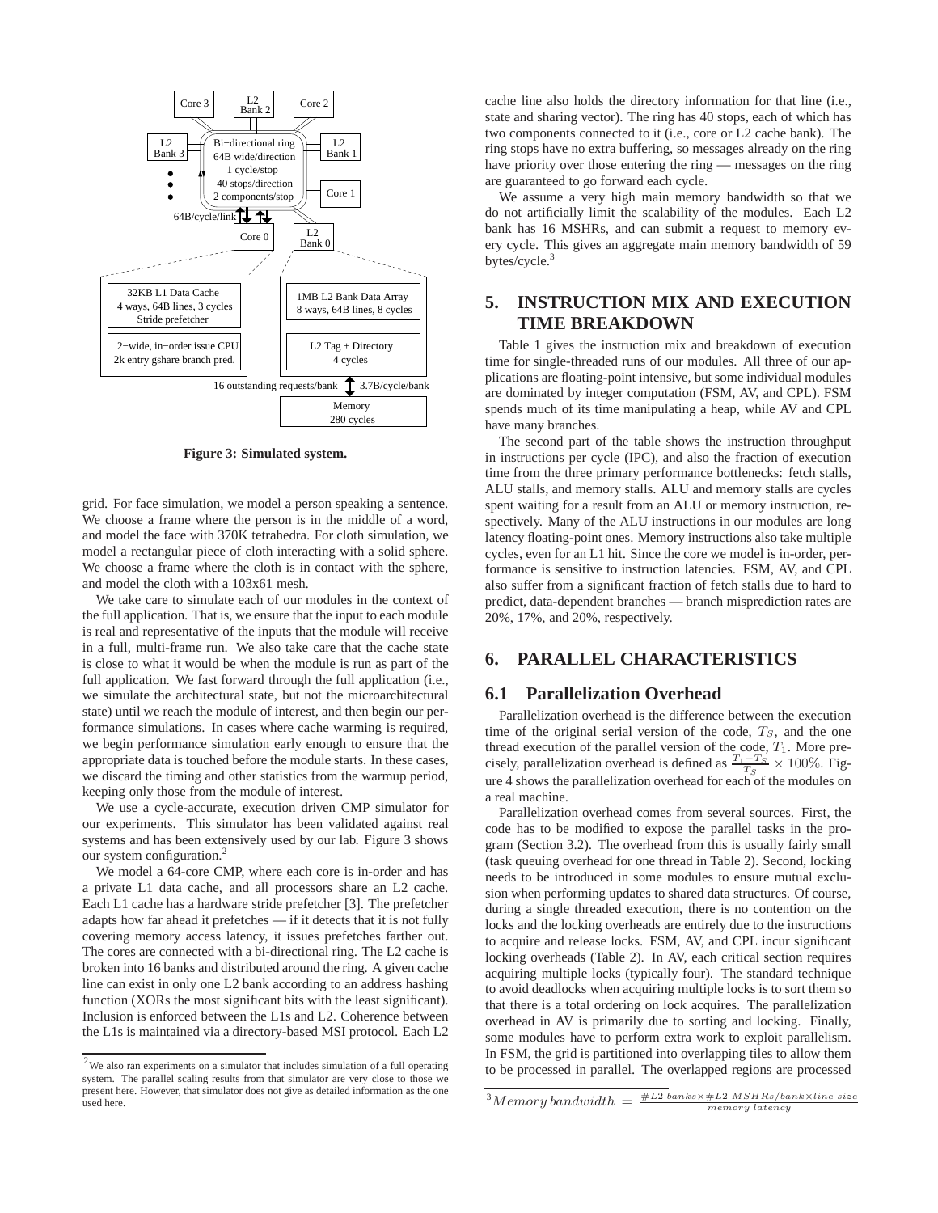Figure 3: Simulated system.

grid. For face simulation, we model a person speaking a sentence. We choose a frame where the person is in the middle of a word, and model the face with 370K tetrahedra. For cloth simulation, we model a rectangular piece of cloth interacting with a solid sphere. We choose a frame where the cloth is in contact with the sphere, and model the cloth with a 103x61 mesh.

We take care to simulate each of our modules in the context of the full application. That is, we ensure that the input to each module is real and representative of the inputs that the module will receive in a full, multi-frame run. We also take care that the cache state is close to what it would be when the module is run as part of the full application. We fast forward through the full application (i.e., we simulate the architectural state, but not the microarchitectural state) until we reach the module of interest, and then begin our performance simulations. In cases where cache warming is required, we begin performance simulation early enough to ensure that the appropriate data is touched before the module starts. In these cases, we discard the timing and other statistics from the warmup period, keeping only those from the module of interest.

We use a cycle-accurate, execution driven CMP simulator for our experiments. This simulator has been validated against real systems and has been extensively used by our lab. Figure 3 shows our system configuration.[2]

We model a 64-core CMP, where each core is in-order and has a private L1 data cache, and all processors share an L2 cache. Each L1 cache has a hardware stride prefetcher [3]. The prefetcher adapts how far ahead it prefetches — if it detects that it is not fully covering memory access latency, it issues prefetches farther out. The cores are connected with a bi-directional ring. The L2 cache is broken into 16 banks and distributed around the ring. A given cache line can exist in only one L2 bank according to an address hashing function (XORs the most significant bits with the least significant). Inclusion is enforced between the L1s and L2. Coherence between the L1s is maintained via a directory-based MSI protocol. Each L2 cache line also holds the directory information for that line (i.e., state and sharing vector). The ring has 40 stops, each of which has two components connected to it (i.e., core or L2 cache bank). The ring stops have no extra buffering, so messages already on the ring have priority over those entering the ring — messages on the ring are guaranteed to go forward each cycle.

We assume a very high main memory bandwidth so that we do not artificially limit the scalability of the modules. Each L2 bank has 16 MSHRs, and can submit a request to memory every cycle. This gives an aggregate main memory bandwidth of 59 bytes/cycle.[3]

# 5. INSTRUCTION MIX AND EXECUTION TIME BREAKDOWN

Table 1 gives the instruction mix and breakdown of execution time for single-threaded runs of our modules. All three of our applications are floating-point intensive, but some individual modules are dominated by integer computation (FSM, AV, and CPL). FSM spends much of its time manipulating a heap, while AV and CPL have many branches.

The second part of the table shows the instruction throughput in instructions per cycle (IPC), and also the fraction of execution time from the three primary performance bottlenecks: fetch stalls, ALU stalls, and memory stalls. ALU and memory stalls are cycles spent waiting for a result from an ALU or memory instruction, respectively. Many of the ALU instructions in our modules are long latency floating-point ones. Memory instructions also take multiple cycles, even for an L1 hit. Since the core we model is in-order, performance is sensitive to instruction latencies. FSM, AV, and CPL also suffer from a significant fraction of fetch stalls due to hard to predict, data-dependent branches — branch misprediction rates are 20%, 17%, and 20%, respectively.

# 6. PARALLEL CHARACTERISTICS

## 6.1 Parallelization Overhead

Parallelization overhead is the difference between the execution time of the original serial version of the code, $T_S$, and the one thread execution of the parallel version of the code, $T_1$. More precisely, parallelization overhead is defined as $\frac{T_1 - T_S}{T_S} \times 100\%$. Figure 4 shows the parallelization overhead for each of the modules on a real machine.

Parallelization overhead comes from several sources. First, the code has to be modified to expose the parallel tasks in the program (Section 3.2). The overhead from this is usually fairly small (task queuing overhead for one thread in Table 2). Second, locking needs to be introduced in some modules to ensure mutual exclusion when performing updates to shared data structures. Of course, during a single threaded execution, there is no contention on the locks and the locking overheads are entirely due to the instructions to acquire and release locks. FSM, AV, and CPL incur significant locking overheads (Table 2). In AV, each critical section requires acquiring multiple locks (typically four). The standard technique to avoid deadlocks when acquiring multiple locks is to sort them so that there is a total ordering on lock acquires. The parallelization overhead in AV is primarily due to sorting and locking. Finally, some modules have to perform extra work to exploit parallelism. In FSM, the grid is partitioned into overlapping tiles to allow them to be processed in parallel. The overlapped regions are processed

---

[2] We also ran experiments on a simulator that includes simulation of a full operating system. The parallel scaling results from that simulator are very close to those we present here. However, that simulator does not give as detailed information as the one used here.

[3] $Memory\,bandwidth = \frac{\#L2\ banks \times \#L2\ MSHRs/bank \times line\ size}{memory\ latency}$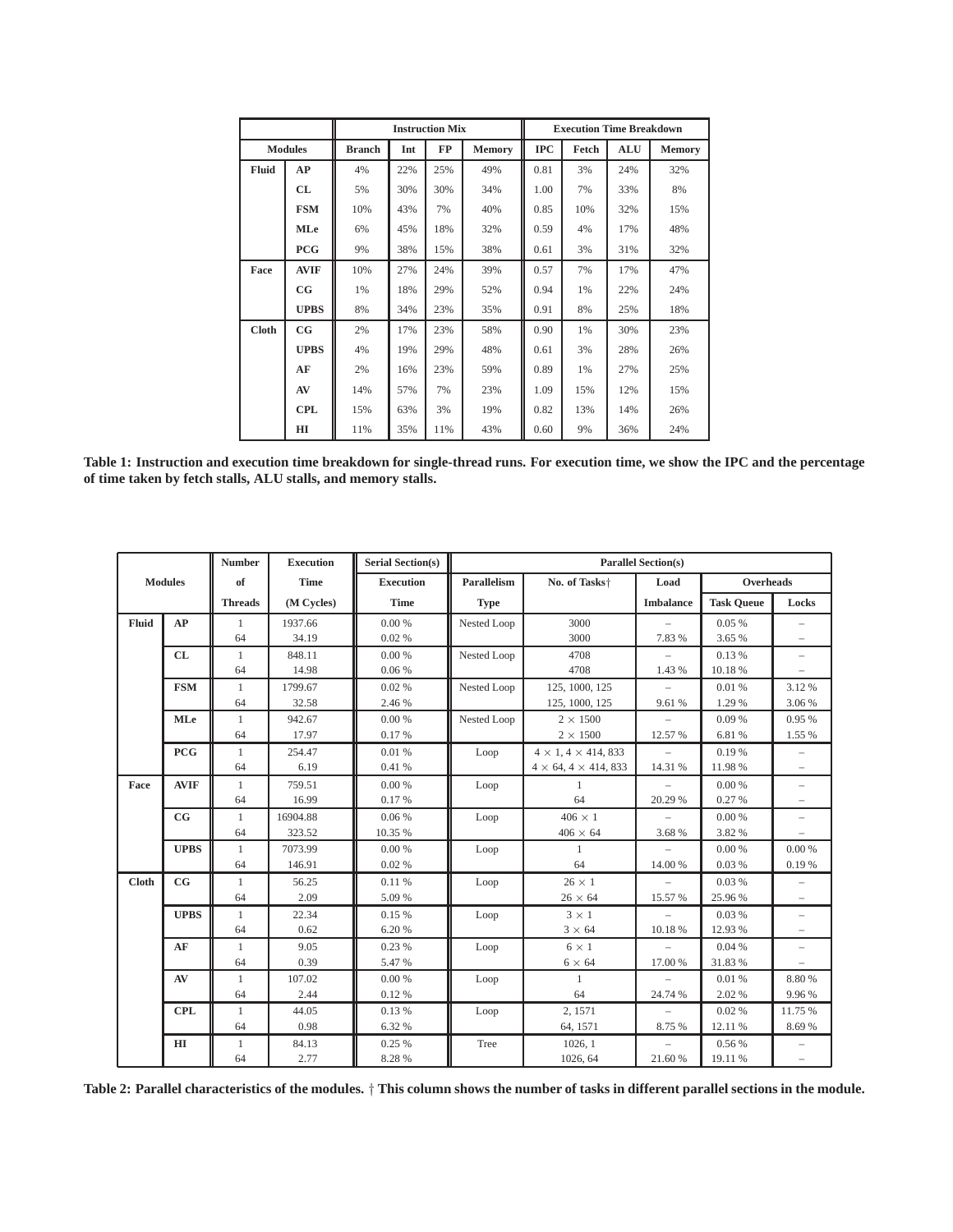| | | Instruction Mix | | | | Execution Time Breakdown | | | |
|---|---|---|---|---|---|---|---|---|---|
| Modules | | Branch | Int | FP | Memory | IPC | Fetch | ALU | Memory |
| Fluid | AP | 4% | 22% | 25% | 49% | 0.81 | 3% | 24% | 32% |
| | CL | 5% | 30% | 30% | 34% | 1.00 | 7% | 33% | 8% |
| | FSM | 10% | 43% | 7% | 40% | 0.85 | 10% | 32% | 15% |
| | MLe | 6% | 45% | 18% | 32% | 0.59 | 4% | 17% | 48% |
| | PCG | 9% | 38% | 15% | 38% | 0.61 | 3% | 31% | 32% |
| Face | AVIF | 10% | 27% | 24% | 39% | 0.57 | 7% | 17% | 47% |
| | CG | 1% | 18% | 29% | 52% | 0.94 | 1% | 22% | 24% |
| | UPBS | 8% | 34% | 23% | 35% | 0.91 | 8% | 25% | 18% |
| Cloth | CG | 2% | 17% | 23% | 58% | 0.90 | 1% | 30% | 23% |
| | UPBS | 4% | 19% | 29% | 48% | 0.61 | 3% | 28% | 26% |
| | AF | 2% | 16% | 23% | 59% | 0.89 | 1% | 27% | 25% |
| | AV | 14% | 57% | 7% | 23% | 1.09 | 15% | 12% | 15% |
| | CPL | 15% | 63% | 3% | 19% | 0.82 | 13% | 14% | 26% |
| | HI | 11% | 35% | 11% | 43% | 0.60 | 9% | 36% | 24% |

**Table 1: Instruction and execution time breakdown for single-thread runs. For execution time, we show the IPC and the percentage of time taken by fetch stalls, ALU stalls, and memory stalls.**

| Modules | | Number of Threads | Execution Time (M Cycles) | Serial Section(s) Execution Time | Parallel Section(s) Parallelism Type | No. of Tasks† | Load Imbalance | Overheads: Task Queue | Overheads: Locks |
|---|---|---|---|---|---|---|---|---|---|
| Fluid | AP | 1 | 1937.66 | 0.00 % | Nested Loop | 3000 | – | 0.05 % | – |
| | | 64 | 34.19 | 0.02 % | | 3000 | 7.83 % | 3.65 % | – |
| | CL | 1 | 848.11 | 0.00 % | Nested Loop | 4708 | – | 0.13 % | – |
| | | 64 | 14.98 | 0.06 % | | 4708 | 1.43 % | 10.18 % | – |
| | FSM | 1 | 1799.67 | 0.02 % | Nested Loop | 125, 1000, 125 | – | 0.01 % | 3.12 % |
| | | 64 | 32.58 | 2.46 % | | 125, 1000, 125 | 9.61 % | 1.29 % | 3.06 % |
| | MLe | 1 | 942.67 | 0.00 % | Nested Loop | $2 \times 1500$ | – | 0.09 % | 0.95 % |
| | | 64 | 17.97 | 0.17 % | | $2 \times 1500$ | 12.57 % | 6.81 % | 1.55 % |
| | PCG | 1 | 254.47 | 0.01 % | Loop | $4 \times 1, 4 \times 414, 833$ | – | 0.19 % | – |
| | | 64 | 6.19 | 0.41 % | | $4 \times 64, 4 \times 414, 833$ | 14.31 % | 11.98 % | – |
| Face | AVIF | 1 | 759.51 | 0.00 % | Loop | 1 | – | 0.00 % | – |
| | | 64 | 16.99 | 0.17 % | | 64 | 20.29 % | 0.27 % | – |
| | CG | 1 | 16904.88 | 0.06 % | Loop | $406 \times 1$ | – | 0.00 % | – |
| | | 64 | 323.52 | 10.35 % | | $406 \times 64$ | 3.68 % | 3.82 % | – |
| | UPBS | 1 | 7073.99 | 0.00 % | Loop | 1 | – | 0.00 % | 0.00 % |
| | | 64 | 146.91 | 0.02 % | | 64 | 14.00 % | 0.03 % | 0.19 % |
| Cloth | CG | 1 | 56.25 | 0.11 % | Loop | $26 \times 1$ | – | 0.03 % | – |
| | | 64 | 2.09 | 5.09 % | | $26 \times 64$ | 15.57 % | 25.96 % | – |
| | UPBS | 1 | 22.34 | 0.15 % | Loop | $3 \times 1$ | – | 0.03 % | – |
| | | 64 | 0.62 | 6.20 % | | $3 \times 64$ | 10.18 % | 12.93 % | – |
| | AF | 1 | 9.05 | 0.23 % | Loop | $6 \times 1$ | – | 0.04 % | – |
| | | 64 | 0.39 | 5.47 % | | $6 \times 64$ | 17.00 % | 31.83 % | – |
| | AV | 1 | 107.02 | 0.00 % | Loop | 1 | – | 0.01 % | 8.80 % |
| | | 64 | 2.44 | 0.12 % | | 64 | 24.74 % | 2.02 % | 9.96 % |
| | CPL | 1 | 44.05 | 0.13 % | Loop | 2, 1571 | – | 0.02 % | 11.75 % |
| | | 64 | 0.98 | 6.32 % | | 64, 1571 | 8.75 % | 12.11 % | 8.69 % |
| | HI | 1 | 84.13 | 0.25 % | Tree | 1026, 1 | – | 0.56 % | – |
| | | 64 | 2.77 | 8.28 % | | 1026, 64 | 21.60 % | 19.11 % | – |

**Table 2: Parallel characteristics of the modules. † This column shows the number of tasks in different parallel sections in the module.**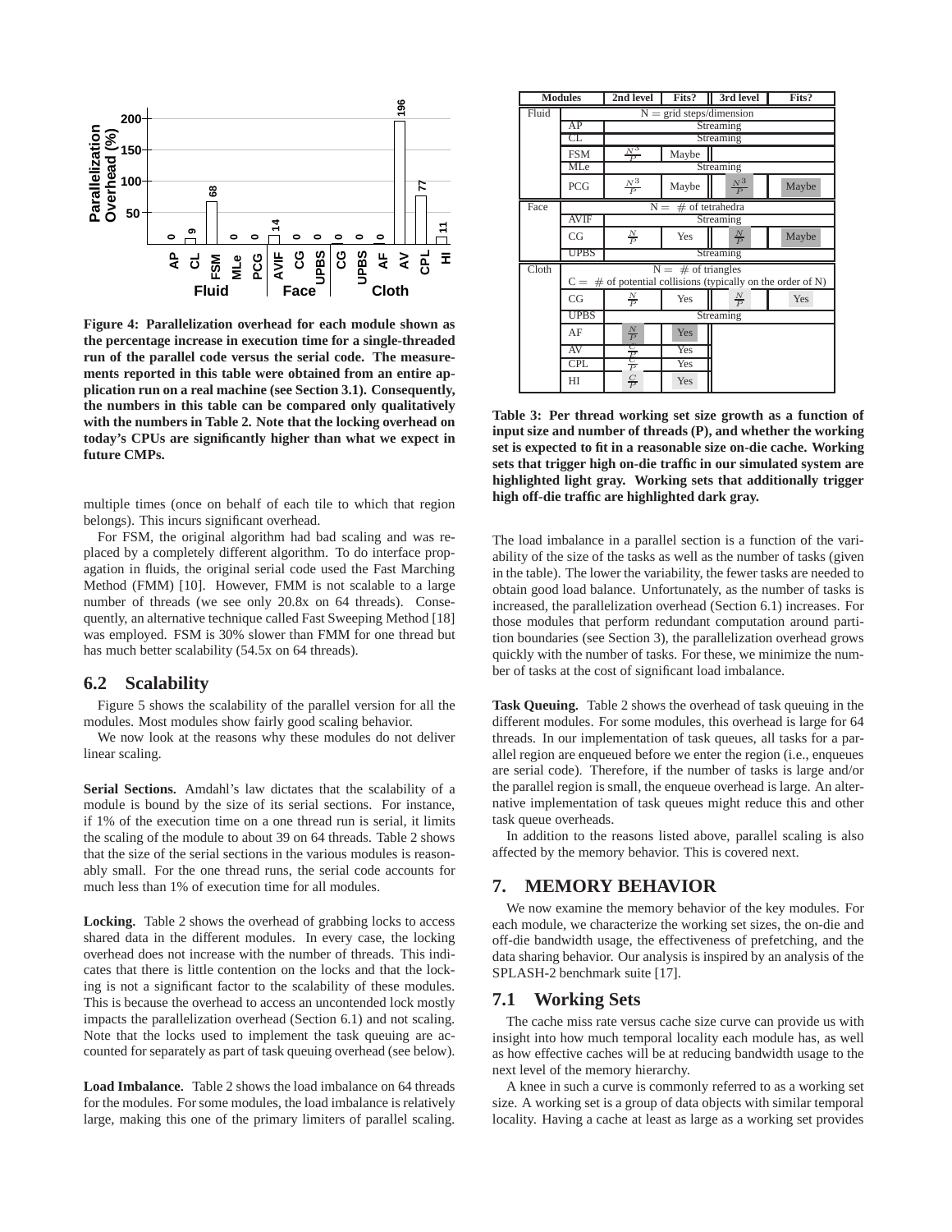Figure 4: Parallelization overhead for each module shown as the percentage increase in execution time for a single-threaded run of the parallel code versus the serial code. The measurements reported in this table were obtained from an entire application run on a real machine (see Section 3.1). Consequently, the numbers in this table can be compared only qualitatively with the numbers in Table 2. Note that the locking overhead on today's CPUs are significantly higher than what we expect in future CMPs.

multiple times (once on behalf of each tile to which that region belongs). This incurs significant overhead.

For FSM, the original algorithm had bad scaling and was replaced by a completely different algorithm. To do interface propagation in fluids, the original serial code used the Fast Marching Method (FMM) [10]. However, FMM is not scalable to a large number of threads (we see only 20.8x on 64 threads). Consequently, an alternative technique called Fast Sweeping Method [18] was employed. FSM is 30% slower than FMM for one thread but has much better scalability (54.5x on 64 threads).

## 6.2 Scalability

Figure 5 shows the scalability of the parallel version for all the modules. Most modules show fairly good scaling behavior.

We now look at the reasons why these modules do not deliver linear scaling.

**Serial Sections.** Amdahl's law dictates that the scalability of a module is bound by the size of its serial sections. For instance, if 1% of the execution time on a one thread run is serial, it limits the scaling of the module to about 39 on 64 threads. Table 2 shows that the size of the serial sections in the various modules is reasonably small. For the one thread runs, the serial code accounts for much less than 1% of execution time for all modules.

**Locking.** Table 2 shows the overhead of grabbing locks to access shared data in the different modules. In every case, the locking overhead does not increase with the number of threads. This indicates that there is little contention on the locks and that the locking is not a significant factor to the scalability of these modules. This is because the overhead to access an uncontended lock mostly impacts the parallelization overhead (Section 6.1) and not scaling. Note that the locks used to implement the task queuing are accounted for separately as part of task queuing overhead (see below).

**Load Imbalance.** Table 2 shows the load imbalance on 64 threads for the modules. For some modules, the load imbalance is relatively large, making this one of the primary limiters of parallel scaling.

| Modules | | 2nd level | Fits? | 3rd level | Fits? |
|---|---|---|---|---|---|
| Fluid | N = grid steps/dimension | | | | |
| | AP | Streaming | | | |
| | CL | Streaming | | | |
| | FSM | $\frac{N^3}{P}$ | Maybe | | |
| | MLe | Streaming | | | |
| | PCG | $\frac{N^3}{P}$ | Maybe | $\frac{N^3}{P}$ | Maybe |
| Face | N = # of tetrahedra | | | | |
| | AVIF | Streaming | | | |
| | CG | $\frac{N}{P}$ | Yes | $\frac{N}{P}$ | Maybe |
| | UPBS | Streaming | | | |
| Cloth | N = # of triangles; C = # of potential collisions (typically on the order of N) | | | | |
| | CG | $\frac{N}{P}$ | Yes | $\frac{N}{P}$ | Yes |
| | UPBS | Streaming | | | |
| | AF | $\frac{N}{P}$ | Yes | | |
| | AV | $\frac{C}{P}$ | Yes | | |
| | CPL | $\frac{C}{P}$ | Yes | | |
| | HI | $\frac{C}{P}$ | Yes | | |

Table 3: Per thread working set size growth as a function of input size and number of threads (P), and whether the working set is expected to fit in a reasonable size on-die cache. Working sets that trigger high on-die traffic in our simulated system are highlighted light gray. Working sets that additionally trigger high off-die traffic are highlighted dark gray.

The load imbalance in a parallel section is a function of the variability of the size of the tasks as well as the number of tasks (given in the table). The lower the variability, the fewer tasks are needed to obtain good load balance. Unfortunately, as the number of tasks is increased, the parallelization overhead (Section 6.1) increases. For those modules that perform redundant computation around partition boundaries (see Section 3), the parallelization overhead grows quickly with the number of tasks. For these, we minimize the number of tasks at the cost of significant load imbalance.

**Task Queuing.** Table 2 shows the overhead of task queuing in the different modules. For some modules, this overhead is large for 64 threads. In our implementation of task queues, all tasks for a parallel region are enqueued before we enter the region (i.e., enqueues are serial code). Therefore, if the number of tasks is large and/or the parallel region is small, the enqueue overhead is large. An alternative implementation of task queues might reduce this and other task queue overheads.

In addition to the reasons listed above, parallel scaling is also affected by the memory behavior. This is covered next.

# 7. MEMORY BEHAVIOR

We now examine the memory behavior of the key modules. For each module, we characterize the working set sizes, the on-die and off-die bandwidth usage, the effectiveness of prefetching, and the data sharing behavior. Our analysis is inspired by an analysis of the SPLASH-2 benchmark suite [17].

## 7.1 Working Sets

The cache miss rate versus cache size curve can provide us with insight into how much temporal locality each module has, as well as how effective caches will be at reducing bandwidth usage to the next level of the memory hierarchy.

A knee in such a curve is commonly referred to as a working set size. A working set is a group of data objects with similar temporal locality. Having a cache at least as large as a working set provides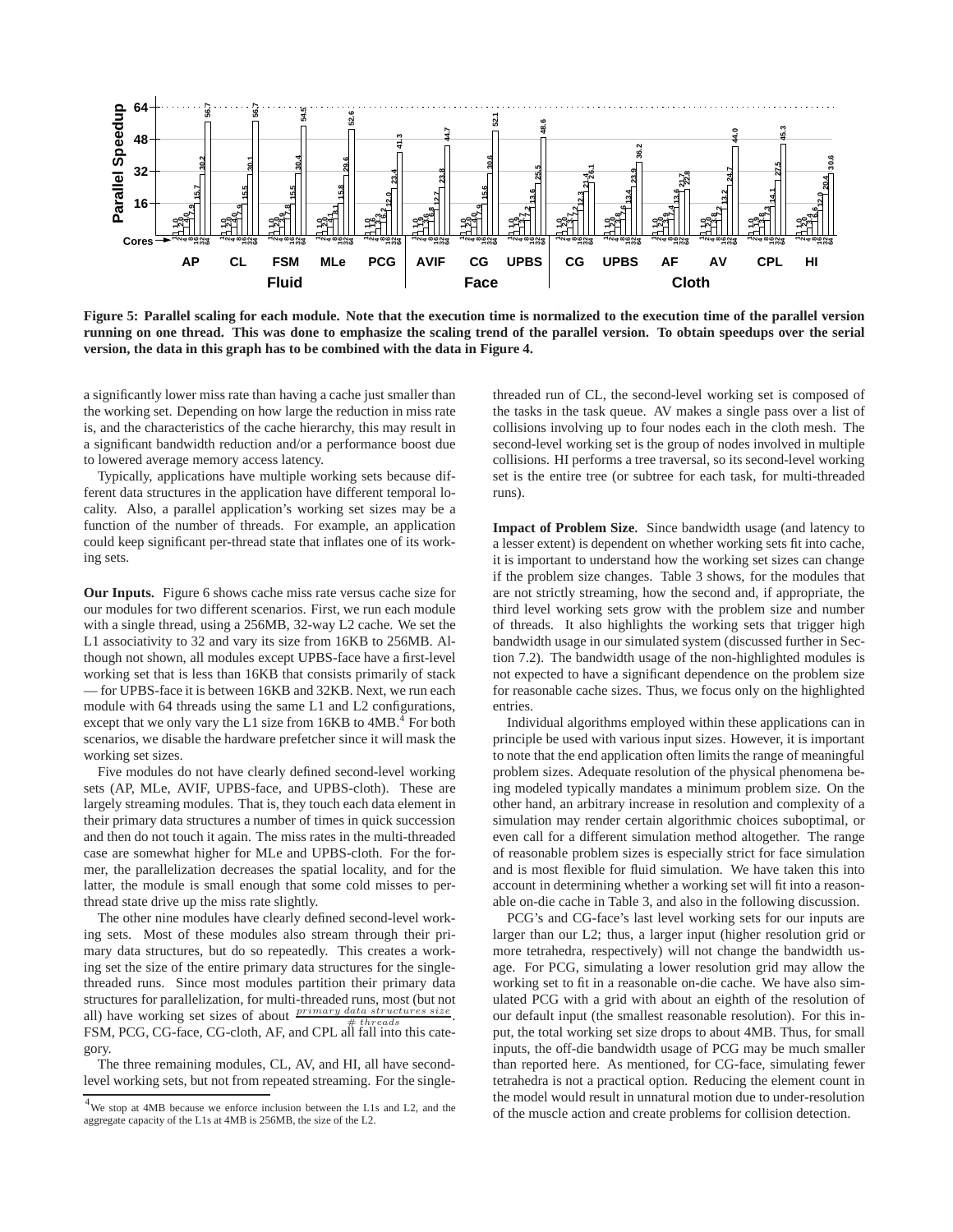**Figure 5: Parallel scaling for each module. Note that the execution time is normalized to the execution time of the parallel version running on one thread. This was done to emphasize the scaling trend of the parallel version. To obtain speedups over the serial version, the data in this graph has to be combined with the data in Figure 4.**

a significantly lower miss rate than having a cache just smaller than the working set. Depending on how large the reduction in miss rate is, and the characteristics of the cache hierarchy, this may result in a significant bandwidth reduction and/or a performance boost due to lowered average memory access latency.

Typically, applications have multiple working sets because different data structures in the application have different temporal locality. Also, a parallel application's working set sizes may be a function of the number of threads. For example, an application could keep significant per-thread state that inflates one of its working sets.

**Our Inputs.** Figure 6 shows cache miss rate versus cache size for our modules for two different scenarios. First, we run each module with a single thread, using a 256MB, 32-way L2 cache. We set the L1 associativity to 32 and vary its size from 16KB to 256MB. Although not shown, all modules except UPBS-face have a first-level working set that is less than 16KB that consists primarily of stack — for UPBS-face it is between 16KB and 32KB. Next, we run each module with 64 threads using the same L1 and L2 configurations, except that we only vary the L1 size from 16KB to 4MB.[4] For both scenarios, we disable the hardware prefetcher since it will mask the working set sizes.

Five modules do not have clearly defined second-level working sets (AP, MLe, AVIF, UPBS-face, and UPBS-cloth). These are largely streaming modules. That is, they touch each data element in their primary data structures a number of times in quick succession and then do not touch it again. The miss rates in the multi-threaded case are somewhat higher for MLe and UPBS-cloth. For the former, the parallelization decreases the spatial locality, and for the latter, the module is small enough that some cold misses to per-thread state drive up the miss rate slightly.

The other nine modules have clearly defined second-level working sets. Most of these modules also stream through their primary data structures, but do so repeatedly. This creates a working set the size of the entire primary data structures for the single-threaded runs. Since most modules partition their primary data structures for parallelization, for multi-threaded runs, most (but not all) have working set sizes of about $\frac{primary\ data\ structures\ size}{\#\ threads}$. FSM, PCG, CG-face, CG-cloth, AF, and CPL all fall into this category.

The three remaining modules, CL, AV, and HI, all have second-level working sets, but not from repeated streaming. For the single-threaded run of CL, the second-level working set is composed of the tasks in the task queue. AV makes a single pass over a list of collisions involving up to four nodes each in the cloth mesh. The second-level working set is the group of nodes involved in multiple collisions. HI performs a tree traversal, so its second-level working set is the entire tree (or subtree for each task, for multi-threaded runs).

**Impact of Problem Size.** Since bandwidth usage (and latency to a lesser extent) is dependent on whether working sets fit into cache, it is important to understand how the working set sizes can change if the problem size changes. Table 3 shows, for the modules that are not strictly streaming, how the second and, if appropriate, the third level working sets grow with the problem size and number of threads. It also highlights the working sets that trigger high bandwidth usage in our simulated system (discussed further in Section 7.2). The bandwidth usage of the non-highlighted modules is not expected to have a significant dependence on the problem size for reasonable cache sizes. Thus, we focus only on the highlighted entries.

Individual algorithms employed within these applications can in principle be used with various input sizes. However, it is important to note that the end application often limits the range of meaningful problem sizes. Adequate resolution of the physical phenomena being modeled typically mandates a minimum problem size. On the other hand, an arbitrary increase in resolution and complexity of a simulation may render certain algorithmic choices suboptimal, or even call for a different simulation method altogether. The range of reasonable problem sizes is especially strict for face simulation and is most flexible for fluid simulation. We have taken this into account in determining whether a working set will fit into a reasonable on-die cache in Table 3, and also in the following discussion.

PCG's and CG-face's last level working sets for our inputs are larger than our L2; thus, a larger input (higher resolution grid or more tetrahedra, respectively) will not change the bandwidth usage. For PCG, simulating a lower resolution grid may allow the working set to fit in a reasonable on-die cache. We have also simulated PCG with a grid with about an eighth of the resolution of our default input (the smallest reasonable resolution). For this input, the total working set size drops to about 4MB. Thus, for small inputs, the off-die bandwidth usage of PCG may be much smaller than reported here. As mentioned, for CG-face, simulating fewer tetrahedra is not a practical option. Reducing the element count in the model would result in unnatural motion due to under-resolution of the muscle action and create problems for collision detection.

[4] We stop at 4MB because we enforce inclusion between the L1s and L2, and the aggregate capacity of the L1s at 4MB is 256MB, the size of the L2.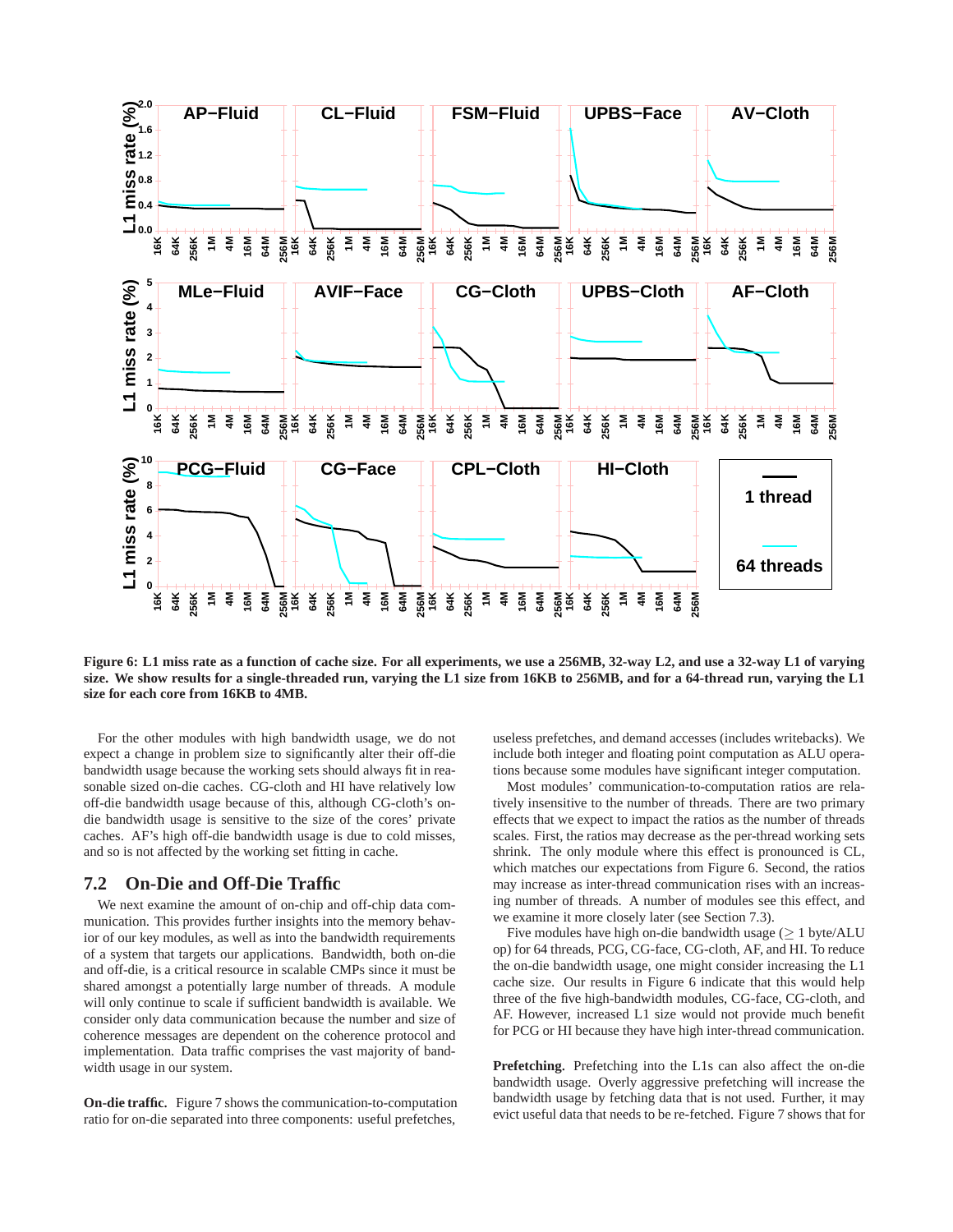**Figure 6: L1 miss rate as a function of cache size. For all experiments, we use a 256MB, 32-way L2, and use a 32-way L1 of varying size. We show results for a single-threaded run, varying the L1 size from 16KB to 256MB, and for a 64-thread run, varying the L1 size for each core from 16KB to 4MB.**

For the other modules with high bandwidth usage, we do not expect a change in problem size to significantly alter their off-die bandwidth usage because the working sets should always fit in reasonable sized on-die caches. CG-cloth and HI have relatively low off-die bandwidth usage because of this, although CG-cloth's on-die bandwidth usage is sensitive to the size of the cores' private caches. AF's high off-die bandwidth usage is due to cold misses, and so is not affected by the working set fitting in cache.

## 7.2 On-Die and Off-Die Traffic

We next examine the amount of on-chip and off-chip data communication. This provides further insights into the memory behavior of our key modules, as well as into the bandwidth requirements of a system that targets our applications. Bandwidth, both on-die and off-die, is a critical resource in scalable CMPs since it must be shared amongst a potentially large number of threads. A module will only continue to scale if sufficient bandwidth is available. We consider only data communication because the number and size of coherence messages are dependent on the coherence protocol and implementation. Data traffic comprises the vast majority of bandwidth usage in our system.

**On-die traffic.** Figure 7 shows the communication-to-computation ratio for on-die separated into three components: useful prefetches, useless prefetches, and demand accesses (includes writebacks). We include both integer and floating point computation as ALU operations because some modules have significant integer computation.

Most modules' communication-to-computation ratios are relatively insensitive to the number of threads. There are two primary effects that we expect to impact the ratios as the number of threads scales. First, the ratios may decrease as the per-thread working sets shrink. The only module where this effect is pronounced is CL, which matches our expectations from Figure 6. Second, the ratios may increase as inter-thread communication rises with an increasing number of threads. A number of modules see this effect, and we examine it more closely later (see Section 7.3).

Five modules have high on-die bandwidth usage ($\geq$ 1 byte/ALU op) for 64 threads, PCG, CG-face, CG-cloth, AF, and HI. To reduce the on-die bandwidth usage, one might consider increasing the L1 cache size. Our results in Figure 6 indicate that this would help three of the five high-bandwidth modules, CG-face, CG-cloth, and AF. However, increased L1 size would not provide much benefit for PCG or HI because they have high inter-thread communication.

**Prefetching.** Prefetching into the L1s can also affect the on-die bandwidth usage. Overly aggressive prefetching will increase the bandwidth usage by fetching data that is not used. Further, it may evict useful data that needs to be re-fetched. Figure 7 shows that for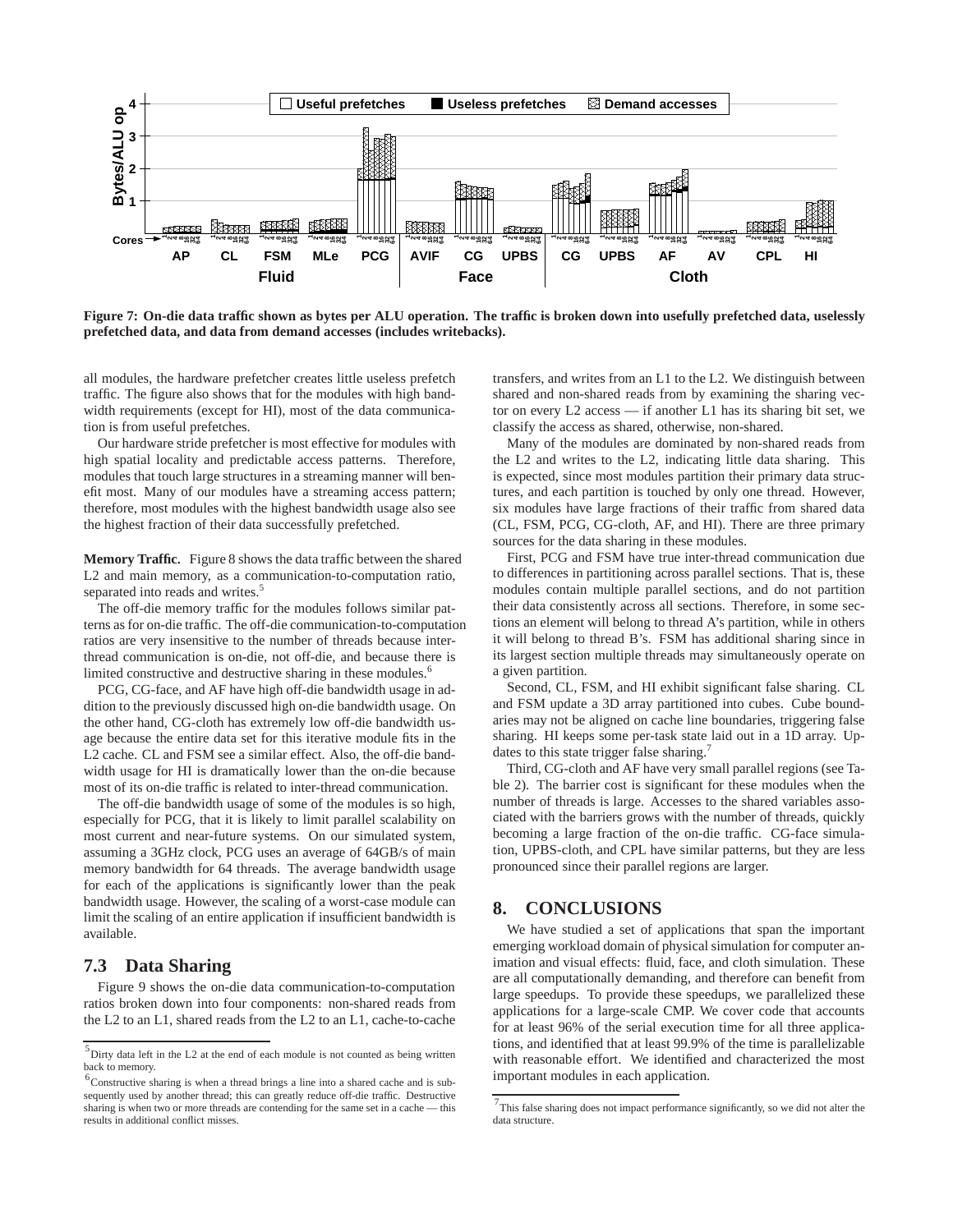**Figure 7: On-die data traffic shown as bytes per ALU operation. The traffic is broken down into usefully prefetched data, uselessly prefetched data, and data from demand accesses (includes writebacks).**

all modules, the hardware prefetcher creates little useless prefetch traffic. The figure also shows that for the modules with high bandwidth requirements (except for HI), most of the data communication is from useful prefetches.

Our hardware stride prefetcher is most effective for modules with high spatial locality and predictable access patterns. Therefore, modules that touch large structures in a streaming manner will benefit most. Many of our modules have a streaming access pattern; therefore, most modules with the highest bandwidth usage also see the highest fraction of their data successfully prefetched.

**Memory Traffic.** Figure 8 shows the data traffic between the shared L2 and main memory, as a communication-to-computation ratio, separated into reads and writes.[5]

The off-die memory traffic for the modules follows similar patterns as for on-die traffic. The off-die communication-to-computation ratios are very insensitive to the number of threads because inter-thread communication is on-die, not off-die, and because there is limited constructive and destructive sharing in these modules.[6]

PCG, CG-face, and AF have high off-die bandwidth usage in addition to the previously discussed high on-die bandwidth usage. On the other hand, CG-cloth has extremely low off-die bandwidth usage because the entire data set for this iterative module fits in the L2 cache. CL and FSM see a similar effect. Also, the off-die bandwidth usage for HI is dramatically lower than the on-die because most of its on-die traffic is related to inter-thread communication.

The off-die bandwidth usage of some of the modules is so high, especially for PCG, that it is likely to limit parallel scalability on most current and near-future systems. On our simulated system, assuming a 3GHz clock, PCG uses an average of 64GB/s of main memory bandwidth for 64 threads. The average bandwidth usage for each of the applications is significantly lower than the peak bandwidth usage. However, the scaling of a worst-case module can limit the scaling of an entire application if insufficient bandwidth is available.

## 7.3 Data Sharing

Figure 9 shows the on-die data communication-to-computation ratios broken down into four components: non-shared reads from the L2 to an L1, shared reads from the L2 to an L1, cache-to-cache transfers, and writes from an L1 to the L2. We distinguish between shared and non-shared reads from by examining the sharing vector on every L2 access — if another L1 has its sharing bit set, we classify the access as shared, otherwise, non-shared.

Many of the modules are dominated by non-shared reads from the L2 and writes to the L2, indicating little data sharing. This is expected, since most modules partition their primary data structures, and each partition is touched by only one thread. However, six modules have large fractions of their traffic from shared data (CL, FSM, PCG, CG-cloth, AF, and HI). There are three primary sources for the data sharing in these modules.

First, PCG and FSM have true inter-thread communication due to differences in partitioning across parallel sections. That is, these modules contain multiple parallel sections, and do not partition their data consistently across all sections. Therefore, in some sections an element will belong to thread A's partition, while in others it will belong to thread B's. FSM has additional sharing since in its largest section multiple threads may simultaneously operate on a given partition.

Second, CL, FSM, and HI exhibit significant false sharing. CL and FSM update a 3D array partitioned into cubes. Cube boundaries may not be aligned on cache line boundaries, triggering false sharing. HI keeps some per-task state laid out in a 1D array. Updates to this state trigger false sharing.[7]

Third, CG-cloth and AF have very small parallel regions (see Table 2). The barrier cost is significant for these modules when the number of threads is large. Accesses to the shared variables associated with the barriers grows with the number of threads, quickly becoming a large fraction of the on-die traffic. CG-face simulation, UPBS-cloth, and CPL have similar patterns, but they are less pronounced since their parallel regions are larger.

## 8. CONCLUSIONS

We have studied a set of applications that span the important emerging workload domain of physical simulation for computer animation and visual effects: fluid, face, and cloth simulation. These are all computationally demanding, and therefore can benefit from large speedups. To provide these speedups, we parallelized these applications for a large-scale CMP. We cover code that accounts for at least 96% of the serial execution time for all three applications, and identified that at least 99.9% of the time is parallelizable with reasonable effort. We identified and characterized the most important modules in each application.

---

[5] Dirty data left in the L2 at the end of each module is not counted as being written back to memory.

[6] Constructive sharing is when a thread brings a line into a shared cache and is subsequently used by another thread; this can greatly reduce off-die traffic. Destructive sharing is when two or more threads are contending for the same set in a cache — this results in additional conflict misses.

[7] This false sharing does not impact performance significantly, so we did not alter the data structure.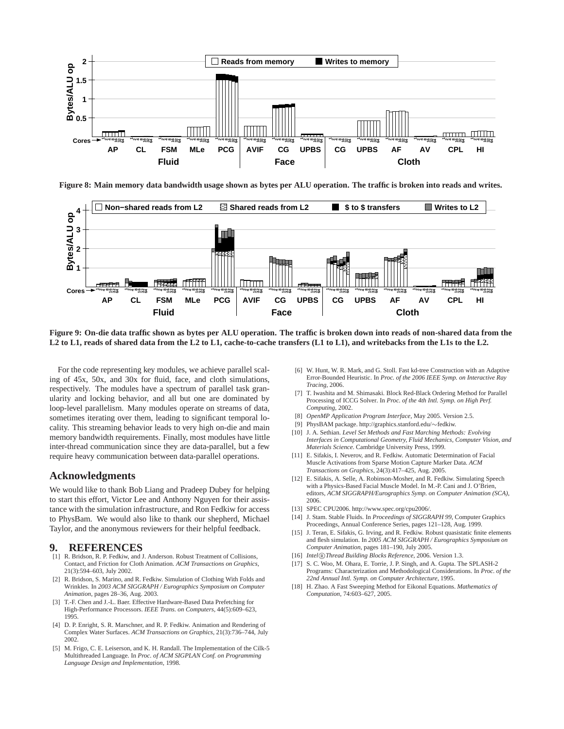Reads from memory
Writes to memory

Bytes/ALU op

2
1.5
1
0.5

Cores

1 2 4 8 16 32 64

AP CL FSM MLe PCG AVIF CG UPBS CG UPBS AF AV CPL HI

Fluid
Face
Cloth

**Figure 8: Main memory data bandwidth usage shown as bytes per ALU operation. The traffic is broken into reads and writes.**

Non−shared reads from L2
Shared reads from L2
$ to $ transfers
Writes to L2

Bytes/ALU op

4
3
2
1

Cores

1 2 4 8 16 32 64

AP CL FSM MLe PCG AVIF CG UPBS CG UPBS AF AV CPL HI

Fluid
Face
Cloth

**Figure 9: On-die data traffic shown as bytes per ALU operation. The traffic is broken down into reads of non-shared data from the L2 to L1, reads of shared data from the L2 to L1, cache-to-cache transfers (L1 to L1), and writebacks from the L1s to the L2.**

For the code representing key modules, we achieve parallel scaling of 45x, 50x, and 30x for fluid, face, and cloth simulations, respectively. The modules have a spectrum of parallel task granularity and locking behavior, and all but one are dominated by loop-level parallelism. Many modules operate on streams of data, sometimes iterating over them, leading to significant temporal locality. This streaming behavior leads to very high on-die and main memory bandwidth requirements. Finally, most modules have little inter-thread communication since they are data-parallel, but a few require heavy communication between data-parallel operations.

## Acknowledgments

We would like to thank Bob Liang and Pradeep Dubey for helping to start this effort, Victor Lee and Anthony Nguyen for their assistance with the simulation infrastructure, and Ron Fedkiw for access to PhysBam. We would also like to thank our shepherd, Michael Taylor, and the anonymous reviewers for their helpful feedback.

## 9. REFERENCES

[1] R. Bridson, R. P. Fedkiw, and J. Anderson. Robust Treatment of Collisions, Contact, and Friction for Cloth Animation. *ACM Transactions on Graphics*, 21(3):594–603, July 2002.

[2] R. Bridson, S. Marino, and R. Fedkiw. Simulation of Clothing With Folds and Wrinkles. In *2003 ACM SIGGRAPH / Eurographics Symposium on Computer Animation*, pages 28–36, Aug. 2003.

[3] T.-F. Chen and J.-L. Baer. Effective Hardware-Based Data Prefetching for High-Performance Processors. *IEEE Trans. on Computers*, 44(5):609–623, 1995.

[4] D. P. Enright, S. R. Marschner, and R. P. Fedkiw. Animation and Rendering of Complex Water Surfaces. *ACM Transactions on Graphics*, 21(3):736–744, July 2002.

[5] M. Frigo, C. E. Leiserson, and K. H. Randall. The Implementation of the Cilk-5 Multithreaded Language. In *Proc. of ACM SIGPLAN Conf. on Programming Language Design and Implementation*, 1998.

[6] W. Hunt, W. R. Mark, and G. Stoll. Fast kd-tree Construction with an Adaptive Error-Bounded Heuristic. In *Proc. of the 2006 IEEE Symp. on Interactive Ray Tracing*, 2006.

[7] T. Iwashita and M. Shimasaki. Block Red-Black Ordering Method for Parallel Processing of ICCG Solver. In *Proc. of the 4th Intl. Symp. on High Perf. Computing*, 2002.

[8] *OpenMP Application Program Interface*, May 2005. Version 2.5.

[9] PhysBAM package. http://graphics.stanford.edu/∼fedkiw.

[10] J. A. Sethian. *Level Set Methods and Fast Marching Methods: Evolving Interfaces in Computational Geometry, Fluid Mechanics, Computer Vision, and Materials Science*. Cambridge University Press, 1999.

[11] E. Sifakis, I. Neverov, and R. Fedkiw. Automatic Determination of Facial Muscle Activations from Sparse Motion Capture Marker Data. *ACM Transactions on Graphics*, 24(3):417–425, Aug. 2005.

[12] E. Sifakis, A. Selle, A. Robinson-Mosher, and R. Fedkiw. Simulating Speech with a Physics-Based Facial Muscle Model. In M.-P. Cani and J. O'Brien, editors, *ACM SIGGRAPH/Eurographics Symp. on Computer Animation (SCA)*, 2006.

[13] SPEC CPU2006. http://www.spec.org/cpu2006/.

[14] J. Stam. Stable Fluids. In *Proceedings of SIGGRAPH 99*, Computer Graphics Proceedings, Annual Conference Series, pages 121–128, Aug. 1999.

[15] J. Teran, E. Sifakis, G. Irving, and R. Fedkiw. Robust quasistatic finite elements and flesh simulation. In *2005 ACM SIGGRAPH / Eurographics Symposium on Computer Animation*, pages 181–190, July 2005.

[16] *Intel® Thread Building Blocks Reference*, 2006. Version 1.3.

[17] S. C. Woo, M. Ohara, E. Torrie, J. P. Singh, and A. Gupta. The SPLASH-2 Programs: Characterization and Methodological Considerations. In *Proc. of the 22nd Annual Intl. Symp. on Computer Architecture*, 1995.

[18] H. Zhao. A Fast Sweeping Method for Eikonal Equations. *Mathematics of Computation*, 74:603–627, 2005.